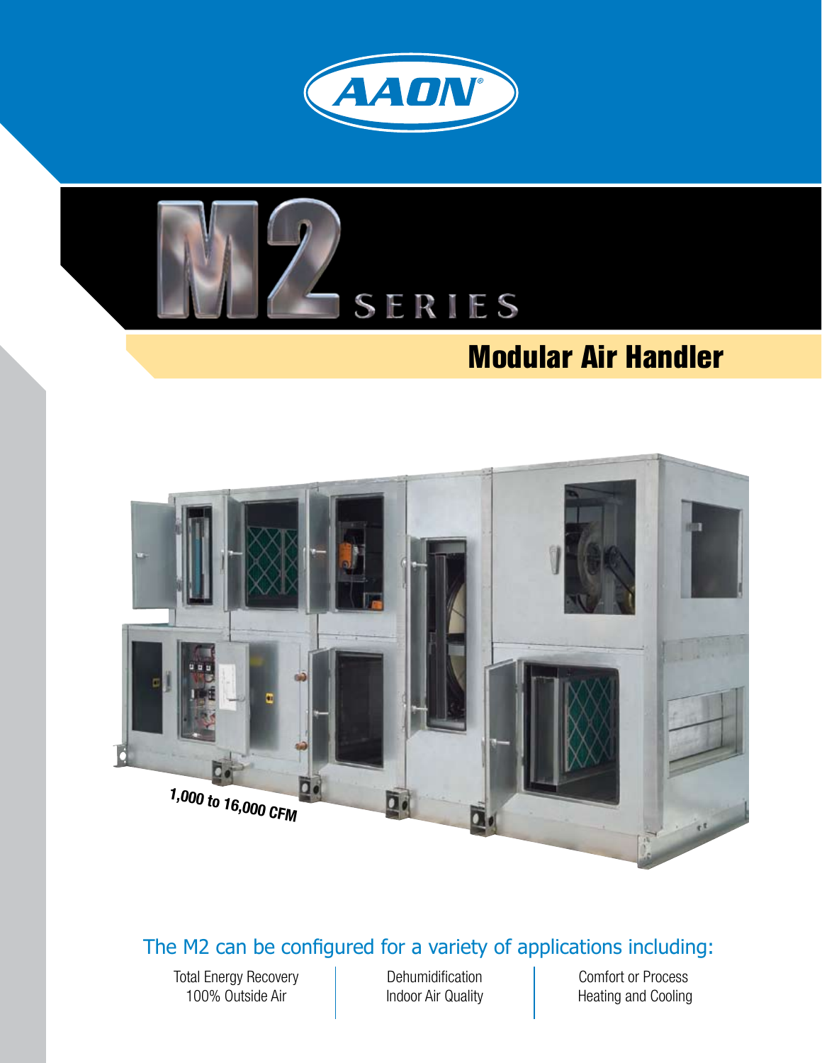AAON®

# M2 SERIES

## Modular Air Handler

*1,000 to 16,000 CFM*

### The M2 can be configured for a variety of applications including:

Total Energy Recovery
100% Outside Air

Dehumidification
Indoor Air Quality

Comfort or Process
Heating and Cooling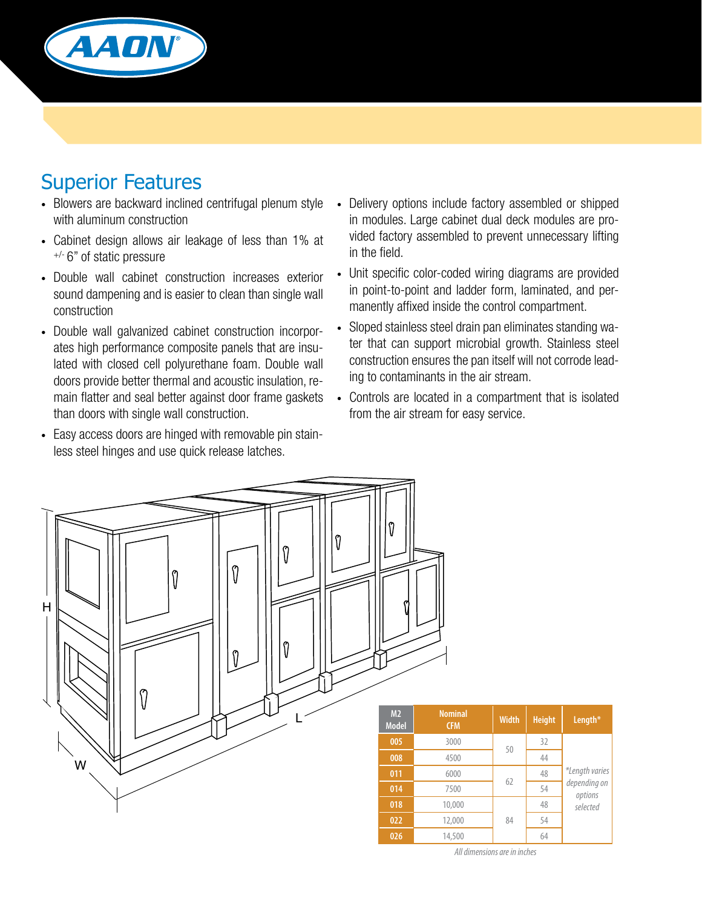## Superior Features

- Blowers are backward inclined centrifugal plenum style with aluminum construction
- Cabinet design allows air leakage of less than 1% at +/- 6" of static pressure
- Double wall cabinet construction increases exterior sound dampening and is easier to clean than single wall construction
- Double wall galvanized cabinet construction incorporates high performance composite panels that are insulated with closed cell polyurethane foam. Double wall doors provide better thermal and acoustic insulation, remain flatter and seal better against door frame gaskets than doors with single wall construction.
- Easy access doors are hinged with removable pin stainless steel hinges and use quick release latches.
- Delivery options include factory assembled or shipped in modules. Large cabinet dual deck modules are provided factory assembled to prevent unnecessary lifting in the field.
- Unit specific color-coded wiring diagrams are provided in point-to-point and ladder form, laminated, and permanently affixed inside the control compartment.
- Sloped stainless steel drain pan eliminates standing water that can support microbial growth. Stainless steel construction ensures the pan itself will not corrode leading to contaminants in the air stream.
- Controls are located in a compartment that is isolated from the air stream for easy service.

| M2 Model | Nominal CFM | Width | Height | Length* |
|---|---|---|---|---|
| 005 | 3000 | 50 | 32 | *Length varies depending on options selected* |
| 008 | 4500 | | 44 | |
| 011 | 6000 | 62 | 48 | |
| 014 | 7500 | | 54 | |
| 018 | 10,000 | 84 | 48 | |
| 022 | 12,000 | | 54 | |
| 026 | 14,500 | | 64 | |

*All dimensions are in inches*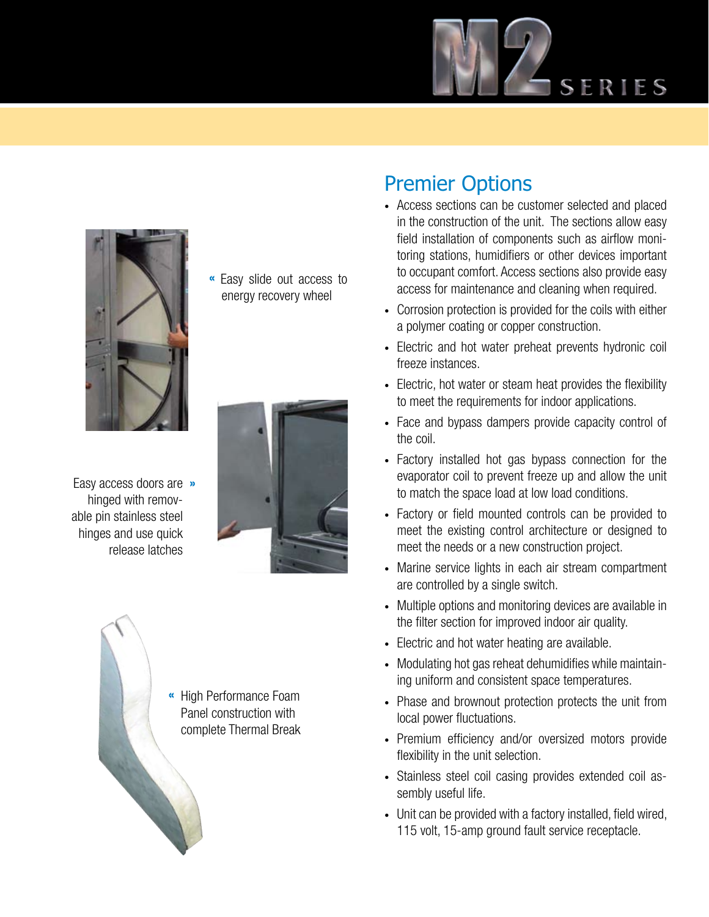« Easy slide out access to energy recovery wheel

Easy access doors are hinged with removable pin stainless steel hinges and use quick release latches »

« High Performance Foam Panel construction with complete Thermal Break

## Premier Options

- Access sections can be customer selected and placed in the construction of the unit. The sections allow easy field installation of components such as airflow monitoring stations, humidifiers or other devices important to occupant comfort. Access sections also provide easy access for maintenance and cleaning when required.
- Corrosion protection is provided for the coils with either a polymer coating or copper construction.
- Electric and hot water preheat prevents hydronic coil freeze instances.
- Electric, hot water or steam heat provides the flexibility to meet the requirements for indoor applications.
- Face and bypass dampers provide capacity control of the coil.
- Factory installed hot gas bypass connection for the evaporator coil to prevent freeze up and allow the unit to match the space load at low load conditions.
- Factory or field mounted controls can be provided to meet the existing control architecture or designed to meet the needs or a new construction project.
- Marine service lights in each air stream compartment are controlled by a single switch.
- Multiple options and monitoring devices are available in the filter section for improved indoor air quality.
- Electric and hot water heating are available.
- Modulating hot gas reheat dehumidifies while maintaining uniform and consistent space temperatures.
- Phase and brownout protection protects the unit from local power fluctuations.
- Premium efficiency and/or oversized motors provide flexibility in the unit selection.
- Stainless steel coil casing provides extended coil assembly useful life.
- Unit can be provided with a factory installed, field wired, 115 volt, 15-amp ground fault service receptacle.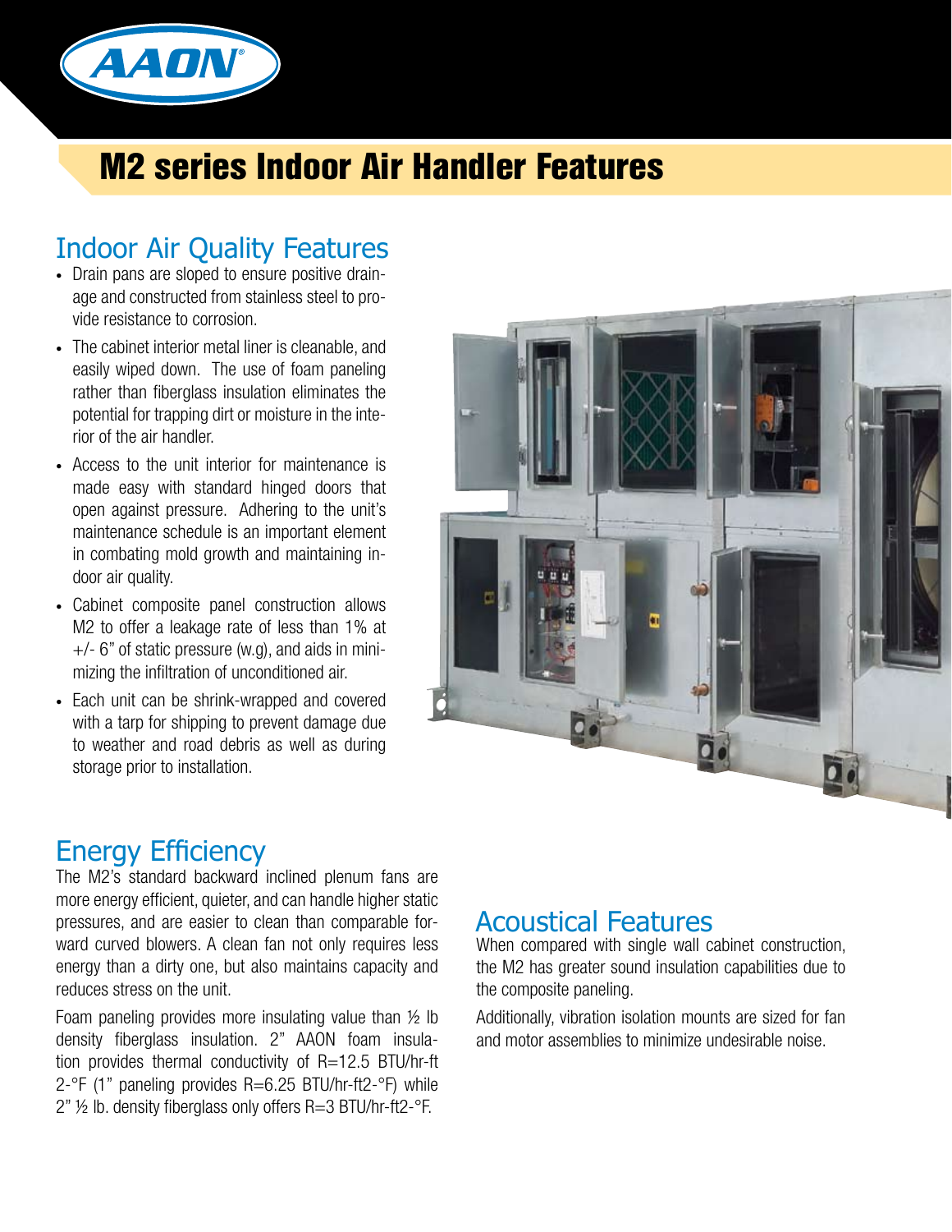# M2 series Indoor Air Handler Features

## Indoor Air Quality Features

- Drain pans are sloped to ensure positive drainage and constructed from stainless steel to provide resistance to corrosion.
- The cabinet interior metal liner is cleanable, and easily wiped down. The use of foam paneling rather than fiberglass insulation eliminates the potential for trapping dirt or moisture in the interior of the air handler.
- Access to the unit interior for maintenance is made easy with standard hinged doors that open against pressure. Adhering to the unit's maintenance schedule is an important element in combating mold growth and maintaining indoor air quality.
- Cabinet composite panel construction allows M2 to offer a leakage rate of less than 1% at +/- 6" of static pressure (w.g), and aids in minimizing the infiltration of unconditioned air.
- Each unit can be shrink-wrapped and covered with a tarp for shipping to prevent damage due to weather and road debris as well as during storage prior to installation.

## Energy Efficiency

The M2's standard backward inclined plenum fans are more energy efficient, quieter, and can handle higher static pressures, and are easier to clean than comparable forward curved blowers. A clean fan not only requires less energy than a dirty one, but also maintains capacity and reduces stress on the unit.

Foam paneling provides more insulating value than ½ lb density fiberglass insulation. 2" AAON foam insulation provides thermal conductivity of R=12.5 BTU/hr-ft 2-°F (1" paneling provides R=6.25 BTU/hr-ft2-°F) while 2" ½ lb. density fiberglass only offers R=3 BTU/hr-ft2-°F.

## Acoustical Features

When compared with single wall cabinet construction, the M2 has greater sound insulation capabilities due to the composite paneling.

Additionally, vibration isolation mounts are sized for fan and motor assemblies to minimize undesirable noise.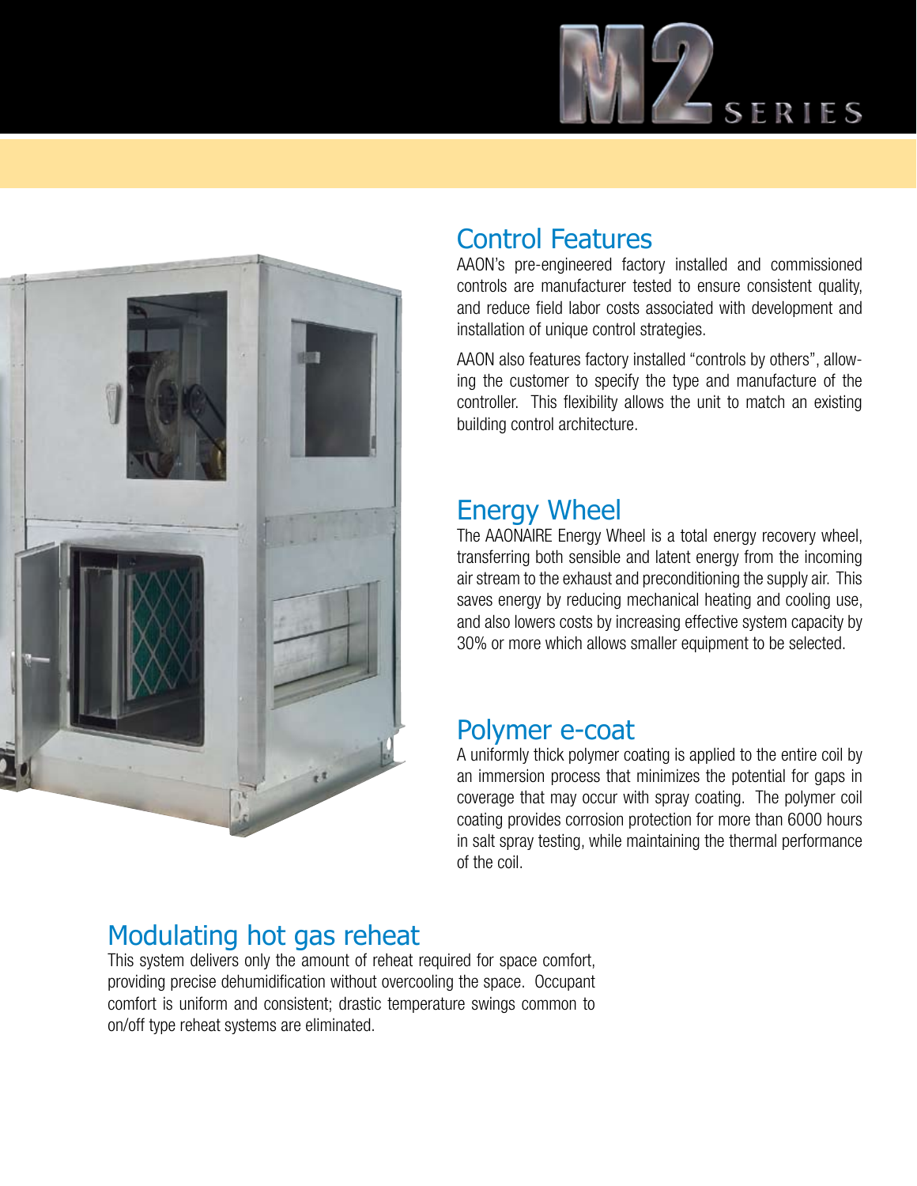## Control Features

AAON's pre-engineered factory installed and commissioned controls are manufacturer tested to ensure consistent quality, and reduce field labor costs associated with development and installation of unique control strategies.

AAON also features factory installed "controls by others", allowing the customer to specify the type and manufacture of the controller. This flexibility allows the unit to match an existing building control architecture.

## Energy Wheel

The AAONAIRE Energy Wheel is a total energy recovery wheel, transferring both sensible and latent energy from the incoming air stream to the exhaust and preconditioning the supply air. This saves energy by reducing mechanical heating and cooling use, and also lowers costs by increasing effective system capacity by 30% or more which allows smaller equipment to be selected.

## Polymer e-coat

A uniformly thick polymer coating is applied to the entire coil by an immersion process that minimizes the potential for gaps in coverage that may occur with spray coating. The polymer coil coating provides corrosion protection for more than 6000 hours in salt spray testing, while maintaining the thermal performance of the coil.

## Modulating hot gas reheat

This system delivers only the amount of reheat required for space comfort, providing precise dehumidification without overcooling the space. Occupant comfort is uniform and consistent; drastic temperature swings common to on/off type reheat systems are eliminated.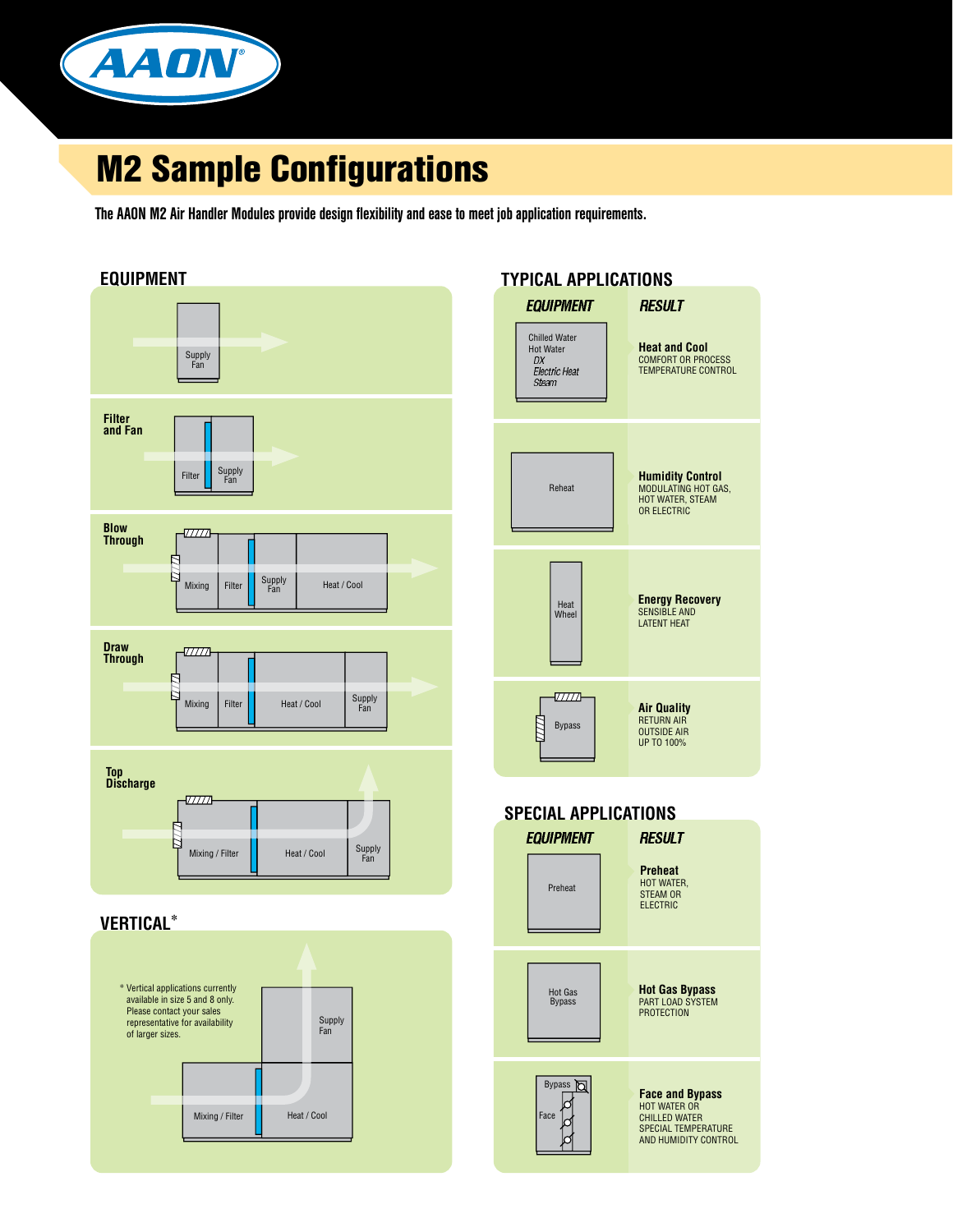# M2 Sample Configurations

**The AAON M2 Air Handler Modules provide design flexibility and ease to meet job application requirements.**

## EQUIPMENT

Supply Fan

**Filter and Fan**

Filter | Supply Fan

**Blow Through**

Mixing | Filter | Supply Fan | Heat / Cool

**Draw Through**

Mixing | Filter | Heat / Cool | Supply Fan

**Top Discharge**

Mixing / Filter | Heat / Cool | Supply Fan

## VERTICAL*

* Vertical applications currently available in size 5 and 8 only. Please contact your sales representative for availability of larger sizes.

Mixing / Filter | Heat / Cool | Supply Fan

## TYPICAL APPLICATIONS

| EQUIPMENT | RESULT |
|---|---|
| Chilled Water<br>Hot Water<br>*DX*<br>*Electric Heat*<br>*Steam* | **Heat and Cool**<br>COMFORT OR PROCESS TEMPERATURE CONTROL |
| Reheat | **Humidity Control**<br>MODULATING HOT GAS, HOT WATER, STEAM OR ELECTRIC |
| Heat Wheel | **Energy Recovery**<br>SENSIBLE AND LATENT HEAT |
| Bypass | **Air Quality**<br>RETURN AIR<br>OUTSIDE AIR<br>UP TO 100% |

## SPECIAL APPLICATIONS

| EQUIPMENT | RESULT |
|---|---|
| Preheat | **Preheat**<br>HOT WATER, STEAM OR ELECTRIC |
| Hot Gas Bypass | **Hot Gas Bypass**<br>PART LOAD SYSTEM PROTECTION |
| Bypass<br>Face | **Face and Bypass**<br>HOT WATER OR CHILLED WATER<br>SPECIAL TEMPERATURE AND HUMIDITY CONTROL |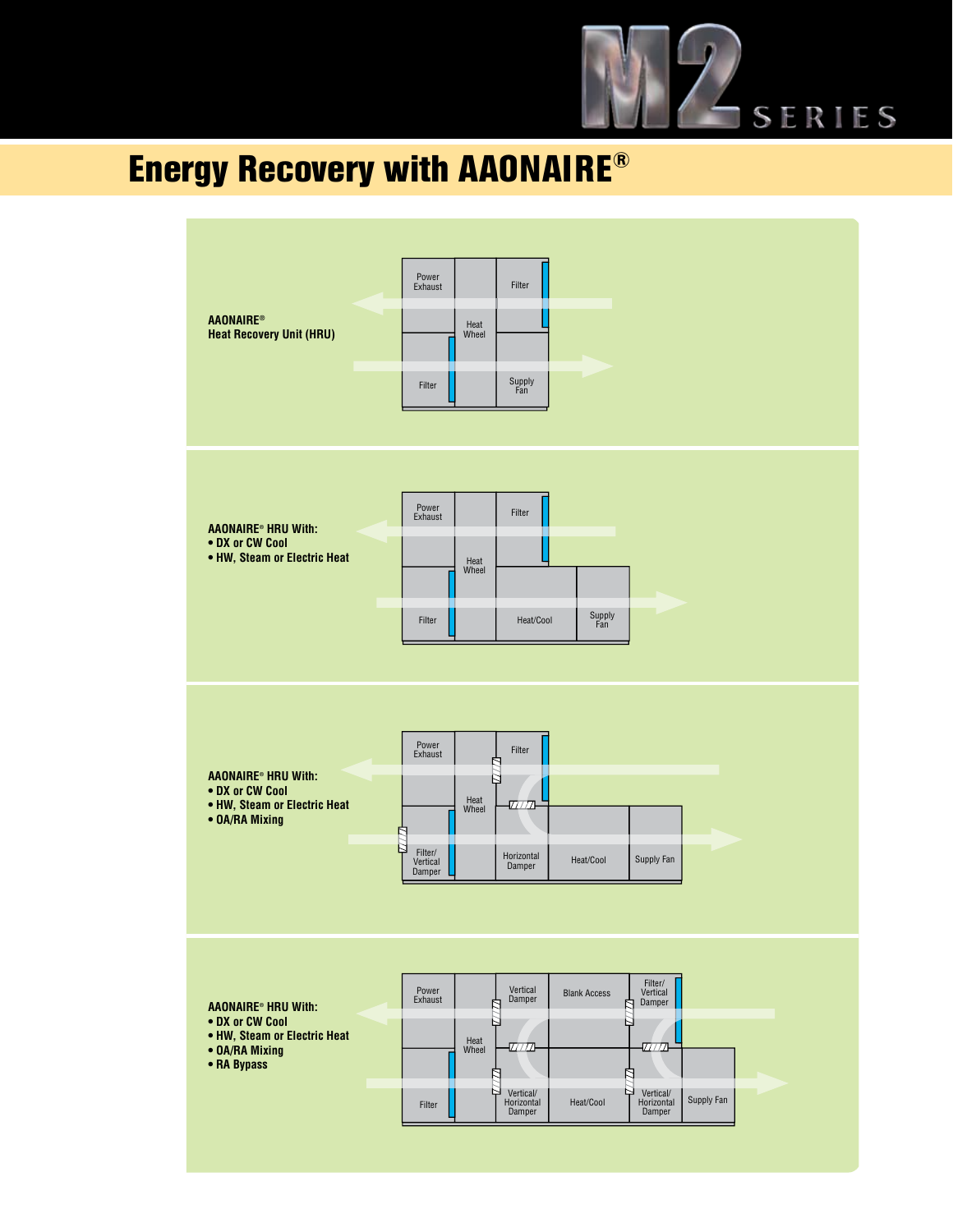# Energy Recovery with AAONAIRE®

**AAONAIRE® Heat Recovery Unit (HRU)**

Power Exhaust | Heat Wheel | Filter | Filter | Supply Fan

**AAONAIRE® HRU With:**
- **DX or CW Cool**
- **HW, Steam or Electric Heat**

Power Exhaust | Heat Wheel | Filter | Filter | Heat/Cool | Supply Fan

**AAONAIRE® HRU With:**
- **DX or CW Cool**
- **HW, Steam or Electric Heat**
- **OA/RA Mixing**

Power Exhaust | Heat Wheel | Filter | Filter/ Vertical Damper | Horizontal Damper | Heat/Cool | Supply Fan

**AAONAIRE® HRU With:**
- **DX or CW Cool**
- **HW, Steam or Electric Heat**
- **OA/RA Mixing**
- **RA Bypass**

Power Exhaust | Heat Wheel | Vertical Damper | Blank Access | Filter/ Vertical Damper | Filter | Vertical/ Horizontal Damper | Heat/Cool | Vertical/ Horizontal Damper | Supply Fan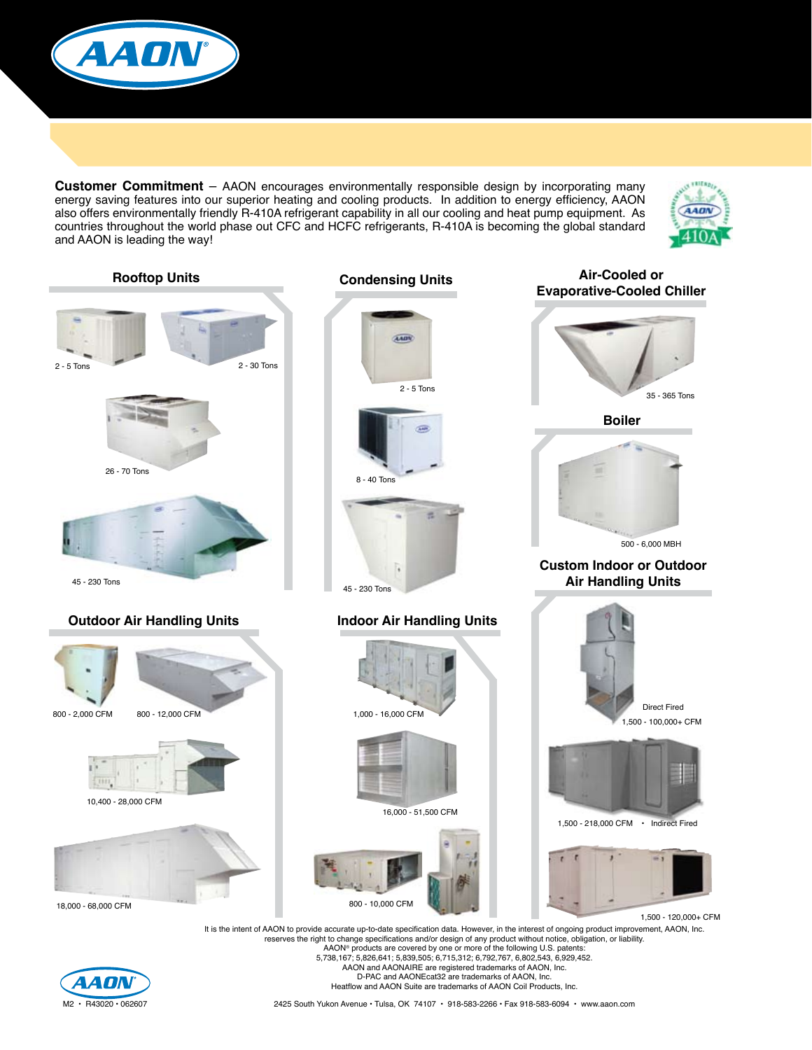**Customer Commitment** – AAON encourages environmentally responsible design by incorporating many energy saving features into our superior heating and cooling products. In addition to energy efficiency, AAON also offers environmentally friendly R-410A refrigerant capability in all our cooling and heat pump equipment. As countries throughout the world phase out CFC and HCFC refrigerants, R-410A is becoming the global standard and AAON is leading the way!

## Rooftop Units

2 - 5 Tons

2 - 30 Tons

26 - 70 Tons

45 - 230 Tons

## Condensing Units

2 - 5 Tons

8 - 40 Tons

45 - 230 Tons

## Air-Cooled or Evaporative-Cooled Chiller

35 - 365 Tons

## Boiler

500 - 6,000 MBH

## Custom Indoor or Outdoor Air Handling Units

Direct Fired

1,500 - 100,000+ CFM

1,500 - 218,000 CFM • Indirect Fired

1,500 - 120,000+ CFM

## Outdoor Air Handling Units

800 - 2,000 CFM

800 - 12,000 CFM

10,400 - 28,000 CFM

18,000 - 68,000 CFM

## Indoor Air Handling Units

1,000 - 16,000 CFM

16,000 - 51,500 CFM

800 - 10,000 CFM

It is the intent of AAON to provide accurate up-to-date specification data. However, in the interest of ongoing product improvement, AAON, Inc. reserves the right to change specifications and/or design of any product without notice, obligation, or liability.
AAON® products are covered by one or more of the following U.S. patents:
5,738,167; 5,826,641; 5,839,505; 6,715,312; 6,792,767, 6,802,543, 6,929,452.
AAON and AAONAIRE are registered trademarks of AAON, Inc.
D-PAC and AAONEcat32 are trademarks of AAON, Inc.
Heatflow and AAON Suite are trademarks of AAON Coil Products, Inc.

M2 • R43020 • 062607

2425 South Yukon Avenue • Tulsa, OK 74107 • 918-583-2266 • Fax 918-583-6094 • www.aaon.com